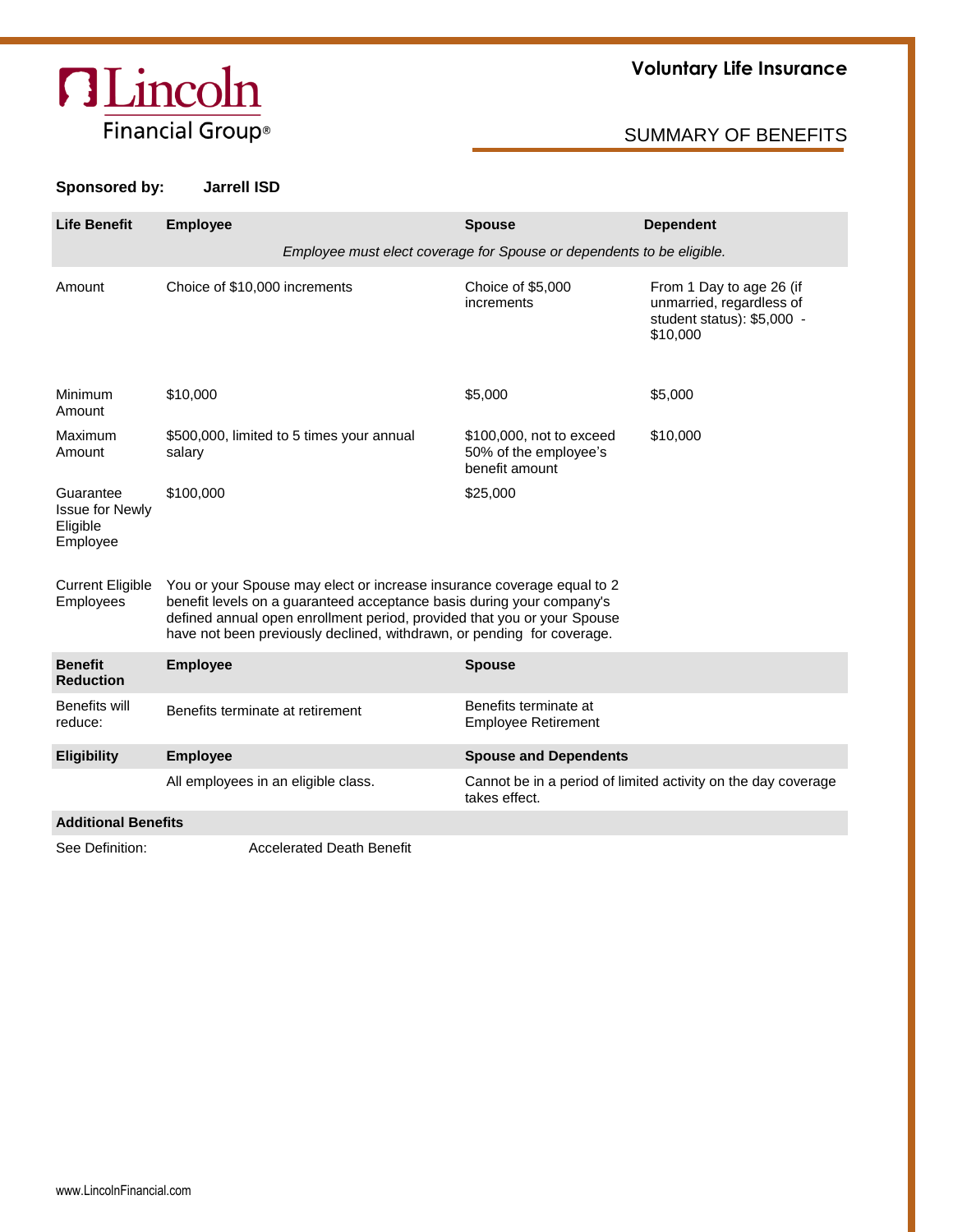Lincoln Financial Group®

# Voluntary Life Insurance

## SUMMARY OF BENEFITS

**Sponsored by:** **Jarrell ISD**

| **Life Benefit** | **Employee** | **Spouse** | **Dependent** |
|---|---|---|---|
| | *Employee must elect coverage for Spouse or dependents to be eligible.* | | |
| Amount | Choice of $10,000 increments | Choice of $5,000 increments | From 1 Day to age 26 (if unmarried, regardless of student status): $5,000 - $10,000 |
| Minimum Amount | $10,000 | $5,000 | $5,000 |
| Maximum Amount | $500,000, limited to 5 times your annual salary | $100,000, not to exceed 50% of the employee's benefit amount | $10,000 |
| Guarantee Issue for Newly Eligible Employee | $100,000 | $25,000 | |
| Current Eligible Employees | You or your Spouse may elect or increase insurance coverage equal to 2 benefit levels on a guaranteed acceptance basis during your company's defined annual open enrollment period, provided that you or your Spouse have not been previously declined, withdrawn, or pending for coverage. | | |

| **Benefit Reduction** | **Employee** | **Spouse** |
|---|---|---|
| Benefits will reduce: | Benefits terminate at retirement | Benefits terminate at Employee Retirement |

| **Eligibility** | **Employee** | **Spouse and Dependents** |
|---|---|---|
| | All employees in an eligible class. | Cannot be in a period of limited activity on the day coverage takes effect. |

| **Additional Benefits** | |
|---|---|
| See Definition: | Accelerated Death Benefit |

www.LincolnFinancial.com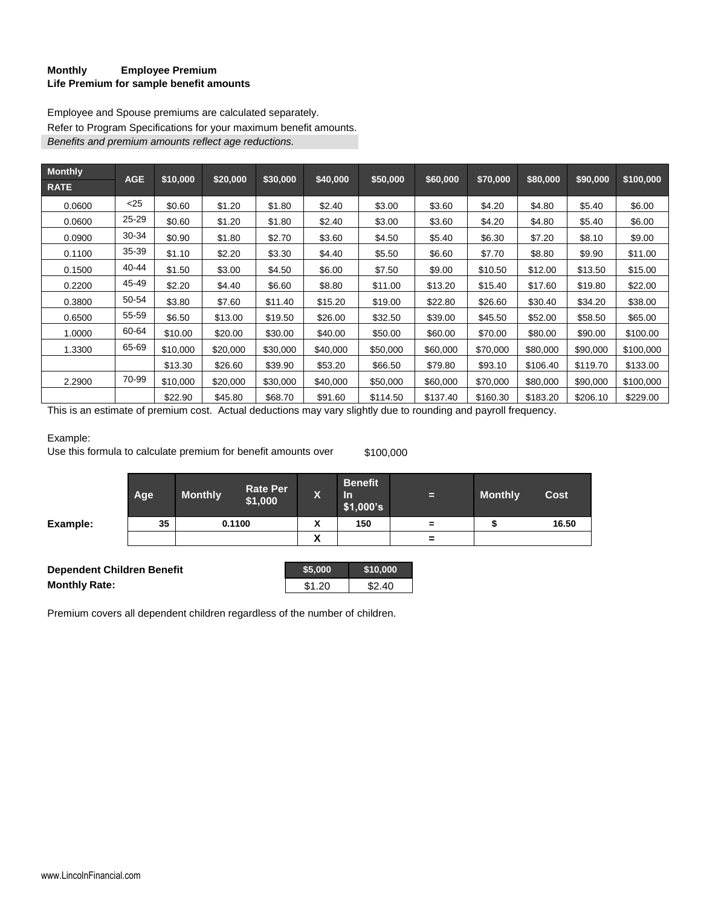**Monthly Employee Premium**
**Life Premium for sample benefit amounts**

Employee and Spouse premiums are calculated separately.
Refer to Program Specifications for your maximum benefit amounts.
*Benefits and premium amounts reflect age reductions.*

| Monthly RATE | AGE | $10,000 | $20,000 | $30,000 | $40,000 | $50,000 | $60,000 | $70,000 | $80,000 | $90,000 | $100,000 |
|---|---|---|---|---|---|---|---|---|---|---|---|
| 0.0600 | <25 | $0.60 | $1.20 | $1.80 | $2.40 | $3.00 | $3.60 | $4.20 | $4.80 | $5.40 | $6.00 |
| 0.0600 | 25-29 | $0.60 | $1.20 | $1.80 | $2.40 | $3.00 | $3.60 | $4.20 | $4.80 | $5.40 | $6.00 |
| 0.0900 | 30-34 | $0.90 | $1.80 | $2.70 | $3.60 | $4.50 | $5.40 | $6.30 | $7.20 | $8.10 | $9.00 |
| 0.1100 | 35-39 | $1.10 | $2.20 | $3.30 | $4.40 | $5.50 | $6.60 | $7.70 | $8.80 | $9.90 | $11.00 |
| 0.1500 | 40-44 | $1.50 | $3.00 | $4.50 | $6.00 | $7.50 | $9.00 | $10.50 | $12.00 | $13.50 | $15.00 |
| 0.2200 | 45-49 | $2.20 | $4.40 | $6.60 | $8.80 | $11.00 | $13.20 | $15.40 | $17.60 | $19.80 | $22.00 |
| 0.3800 | 50-54 | $3.80 | $7.60 | $11.40 | $15.20 | $19.00 | $22.80 | $26.60 | $30.40 | $34.20 | $38.00 |
| 0.6500 | 55-59 | $6.50 | $13.00 | $19.50 | $26.00 | $32.50 | $39.00 | $45.50 | $52.00 | $58.50 | $65.00 |
| 1.0000 | 60-64 | $10.00 | $20.00 | $30.00 | $40.00 | $50.00 | $60.00 | $70.00 | $80.00 | $90.00 | $100.00 |
| 1.3300 | 65-69 | $10,000 | $20,000 | $30,000 | $40,000 | $50,000 | $60,000 | $70,000 | $80,000 | $90,000 | $100,000 |
| | | $13.30 | $26.60 | $39.90 | $53.20 | $66.50 | $79.80 | $93.10 | $106.40 | $119.70 | $133.00 |
| 2.2900 | 70-99 | $10,000 | $20,000 | $30,000 | $40,000 | $50,000 | $60,000 | $70,000 | $80,000 | $90,000 | $100,000 |
| | | $22.90 | $45.80 | $68.70 | $91.60 | $114.50 | $137.40 | $160.30 | $183.20 | $206.10 | $229.00 |

This is an estimate of premium cost. Actual deductions may vary slightly due to rounding and payroll frequency.

Example:
Use this formula to calculate premium for benefit amounts over $100,000

| | Age | Monthly Rate Per $1,000 | X | Benefit In $1,000's | = | Monthly Cost |
|---|---|---|---|---|---|---|
| **Example:** | 35 | 0.1100 | X | 150 | = | $ 16.50 |
| | | | X | | = | |

**Dependent Children Benefit**
**Monthly Rate:**

| $5,000 | $10,000 |
|---|---|
| $1.20 | $2.40 |

Premium covers all dependent children regardless of the number of children.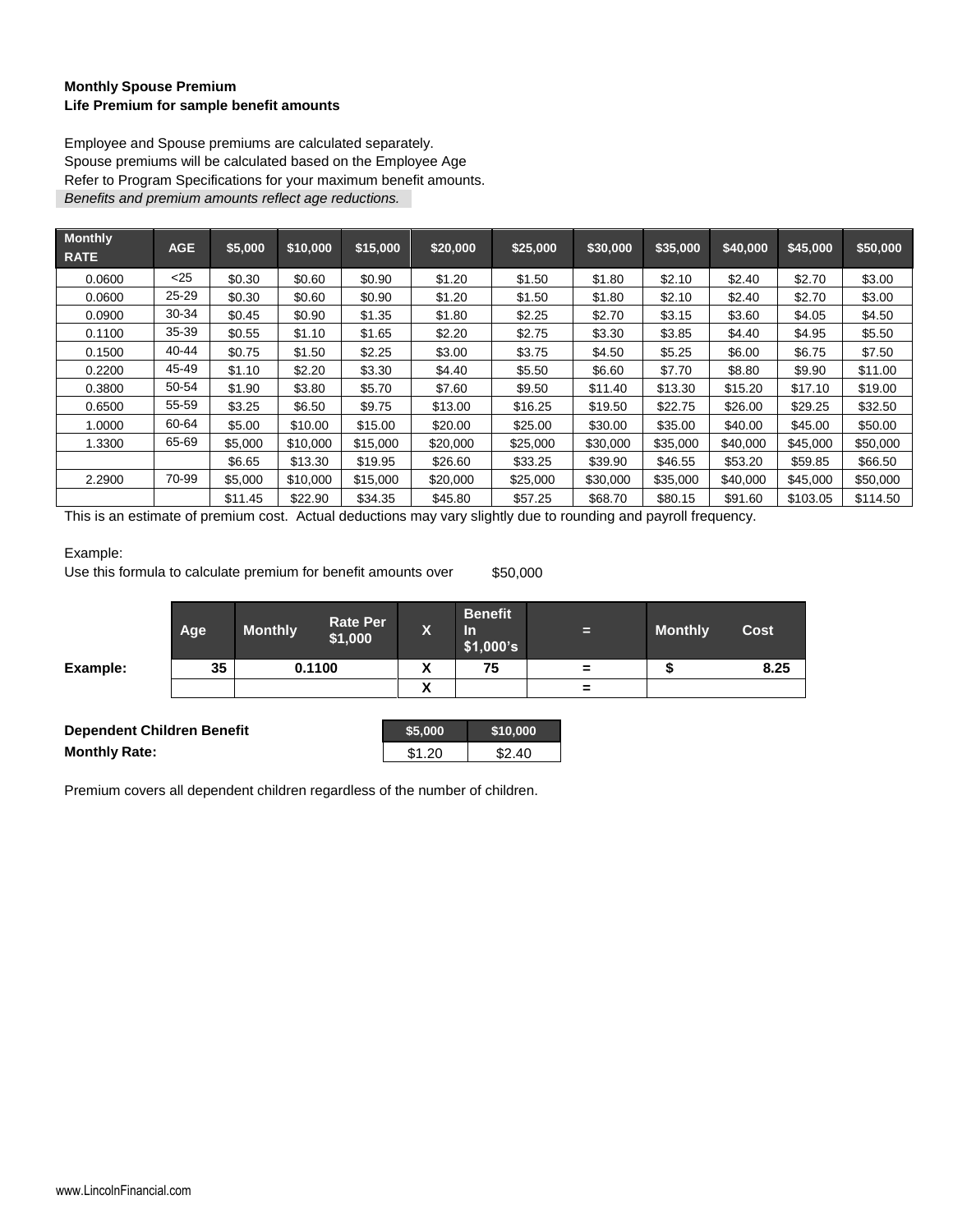**Monthly Spouse Premium**
**Life Premium for sample benefit amounts**

Employee and Spouse premiums are calculated separately.
Spouse premiums will be calculated based on the Employee Age
Refer to Program Specifications for your maximum benefit amounts.
*Benefits and premium amounts reflect age reductions.*

| Monthly RATE | AGE | $5,000 | $10,000 | $15,000 | $20,000 | $25,000 | $30,000 | $35,000 | $40,000 | $45,000 | $50,000 |
|---|---|---|---|---|---|---|---|---|---|---|---|
| 0.0600 | <25 | $0.30 | $0.60 | $0.90 | $1.20 | $1.50 | $1.80 | $2.10 | $2.40 | $2.70 | $3.00 |
| 0.0600 | 25-29 | $0.30 | $0.60 | $0.90 | $1.20 | $1.50 | $1.80 | $2.10 | $2.40 | $2.70 | $3.00 |
| 0.0900 | 30-34 | $0.45 | $0.90 | $1.35 | $1.80 | $2.25 | $2.70 | $3.15 | $3.60 | $4.05 | $4.50 |
| 0.1100 | 35-39 | $0.55 | $1.10 | $1.65 | $2.20 | $2.75 | $3.30 | $3.85 | $4.40 | $4.95 | $5.50 |
| 0.1500 | 40-44 | $0.75 | $1.50 | $2.25 | $3.00 | $3.75 | $4.50 | $5.25 | $6.00 | $6.75 | $7.50 |
| 0.2200 | 45-49 | $1.10 | $2.20 | $3.30 | $4.40 | $5.50 | $6.60 | $7.70 | $8.80 | $9.90 | $11.00 |
| 0.3800 | 50-54 | $1.90 | $3.80 | $5.70 | $7.60 | $9.50 | $11.40 | $13.30 | $15.20 | $17.10 | $19.00 |
| 0.6500 | 55-59 | $3.25 | $6.50 | $9.75 | $13.00 | $16.25 | $19.50 | $22.75 | $26.00 | $29.25 | $32.50 |
| 1.0000 | 60-64 | $5.00 | $10.00 | $15.00 | $20.00 | $25.00 | $30.00 | $35.00 | $40.00 | $45.00 | $50.00 |
| 1.3300 | 65-69 | $5,000 | $10,000 | $15,000 | $20,000 | $25,000 | $30,000 | $35,000 | $40,000 | $45,000 | $50,000 |
| | | $6.65 | $13.30 | $19.95 | $26.60 | $33.25 | $39.90 | $46.55 | $53.20 | $59.85 | $66.50 |
| 2.2900 | 70-99 | $5,000 | $10,000 | $15,000 | $20,000 | $25,000 | $30,000 | $35,000 | $40,000 | $45,000 | $50,000 |
| | | $11.45 | $22.90 | $34.35 | $45.80 | $57.25 | $68.70 | $80.15 | $91.60 | $103.05 | $114.50 |

This is an estimate of premium cost. Actual deductions may vary slightly due to rounding and payroll frequency.

Example:
Use this formula to calculate premium for benefit amounts over $50,000

| | Age | Monthly Rate Per $1,000 | X | Benefit In $1,000's | = | Monthly Cost |
|---|---|---|---|---|---|---|
| **Example:** | **35** | **0.1100** | **X** | **75** | **=** | **$ 8.25** |
| | | | **X** | | **=** | |

| **Dependent Children Benefit** | $5,000 | $10,000 |
|---|---|---|
| **Monthly Rate:** | $1.20 | $2.40 |

Premium covers all dependent children regardless of the number of children.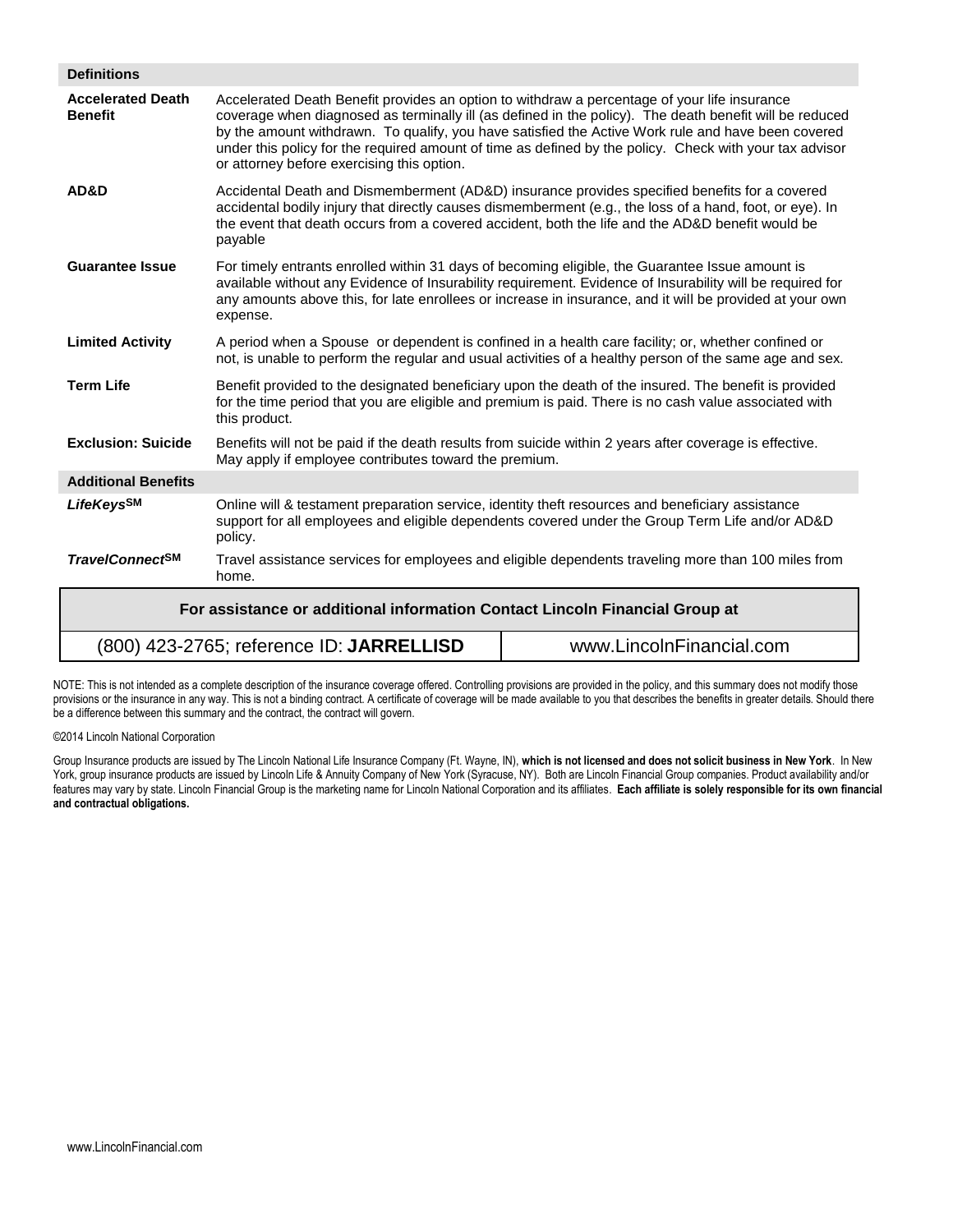| Definitions | |
|---|---|
| **Accelerated Death Benefit** | Accelerated Death Benefit provides an option to withdraw a percentage of your life insurance coverage when diagnosed as terminally ill (as defined in the policy). The death benefit will be reduced by the amount withdrawn. To qualify, you have satisfied the Active Work rule and have been covered under this policy for the required amount of time as defined by the policy. Check with your tax advisor or attorney before exercising this option. |
| **AD&D** | Accidental Death and Dismemberment (AD&D) insurance provides specified benefits for a covered accidental bodily injury that directly causes dismemberment (e.g., the loss of a hand, foot, or eye). In the event that death occurs from a covered accident, both the life and the AD&D benefit would be payable |
| **Guarantee Issue** | For timely entrants enrolled within 31 days of becoming eligible, the Guarantee Issue amount is available without any Evidence of Insurability requirement. Evidence of Insurability will be required for any amounts above this, for late enrollees or increase in insurance, and it will be provided at your own expense. |
| **Limited Activity** | A period when a Spouse or dependent is confined in a health care facility; or, whether confined or not, is unable to perform the regular and usual activities of a healthy person of the same age and sex. |
| **Term Life** | Benefit provided to the designated beneficiary upon the death of the insured. The benefit is provided for the time period that you are eligible and premium is paid. There is no cash value associated with this product. |
| **Exclusion: Suicide** | Benefits will not be paid if the death results from suicide within 2 years after coverage is effective. May apply if employee contributes toward the premium. |
| **Additional Benefits** | |
| ***LifeKeys*SM** | Online will & testament preparation service, identity theft resources and beneficiary assistance support for all employees and eligible dependents covered under the Group Term Life and/or AD&D policy. |
| ***TravelConnect*SM** | Travel assistance services for employees and eligible dependents traveling more than 100 miles from home. |

| For assistance or additional information Contact Lincoln Financial Group at | |
|---|---|
| (800) 423-2765; reference ID: **JARRELLISD** | www.LincolnFinancial.com |

NOTE: This is not intended as a complete description of the insurance coverage offered. Controlling provisions are provided in the policy, and this summary does not modify those provisions or the insurance in any way. This is not a binding contract. A certificate of coverage will be made available to you that describes the benefits in greater details. Should there be a difference between this summary and the contract, the contract will govern.

©2014 Lincoln National Corporation

Group Insurance products are issued by The Lincoln National Life Insurance Company (Ft. Wayne, IN), **which is not licensed and does not solicit business in New York**. In New York, group insurance products are issued by Lincoln Life & Annuity Company of New York (Syracuse, NY). Both are Lincoln Financial Group companies. Product availability and/or features may vary by state. Lincoln Financial Group is the marketing name for Lincoln National Corporation and its affiliates. **Each affiliate is solely responsible for its own financial and contractual obligations.**